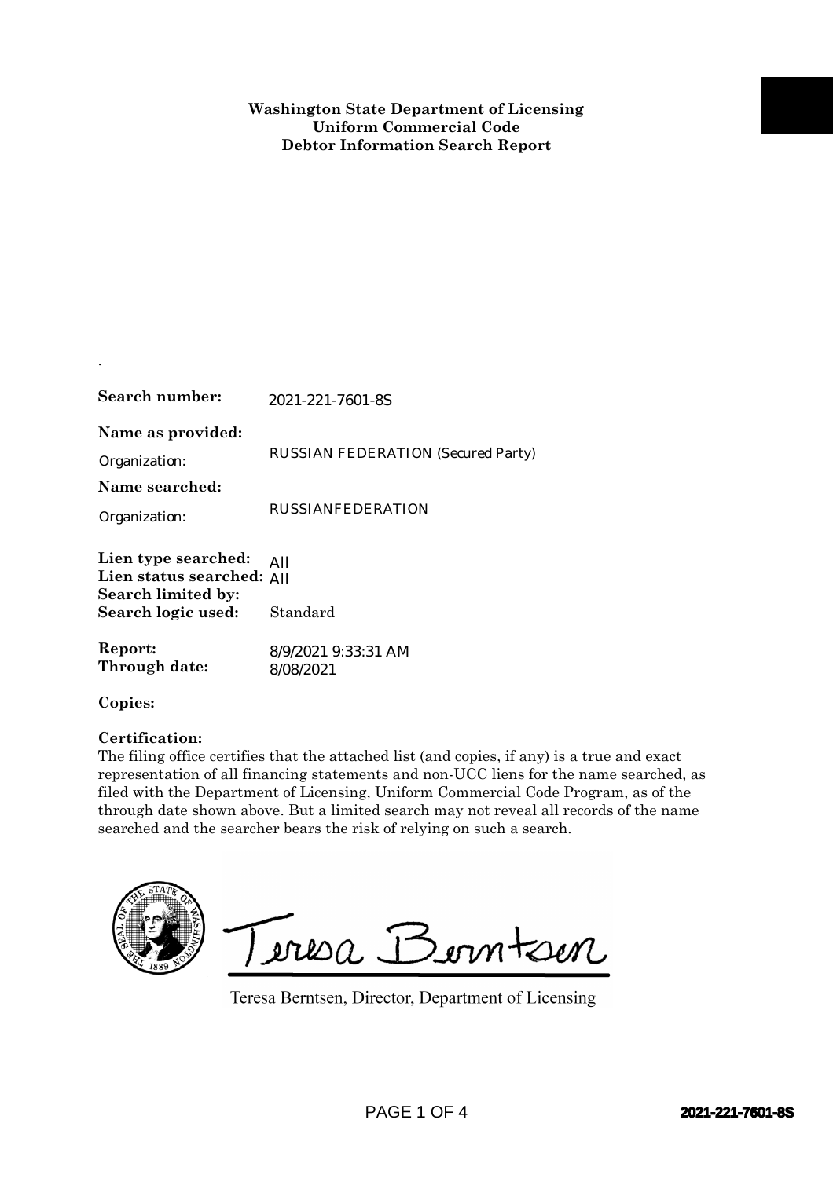**Washington State Department of Licensing**
**Uniform Commercial Code**
**Debtor Information Search Report**

.

**Search number:** 2021-221-7601-8S

**Name as provided:**

Organization: RUSSIAN FEDERATION (Secured Party)

**Name searched:**

Organization: RUSSIANFEDERATION

**Lien type searched:** All
**Lien status searched:** All
**Search limited by:**
**Search logic used:** Standard

**Report:** 8/9/2021 9:33:31 AM
**Through date:** 8/08/2021

**Copies:**

**Certification:**
The filing office certifies that the attached list (and copies, if any) is a true and exact representation of all financing statements and non-UCC liens for the name searched, as filed with the Department of Licensing, Uniform Commercial Code Program, as of the through date shown above. But a limited search may not reveal all records of the name searched and the searcher bears the risk of relying on such a search.

Teresa Berntsen

Teresa Berntsen, Director, Department of Licensing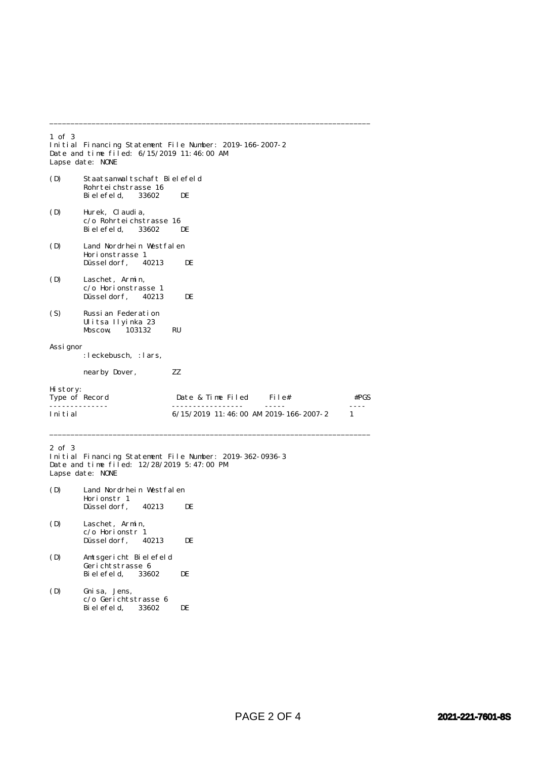---

1 of 3
Initial Financing Statement File Number: 2019-166-2007-2
Date and time filed: 6/15/2019 11:46:00 AM
Lapse date: NONE

(D) Staatsanwaltschaft Bielefeld
Rohrteichstrasse 16
Bielefeld, 33602 DE

(D) Hurek, Claudia,
c/o Rohrteichstrasse 16
Bielefeld, 33602 DE

(D) Land Nordrhein Westfalen
Horionstrasse 1
Düsseldorf, 40213 DE

(D) Laschet, Armin,
c/o Horionstrasse 1
Düsseldorf, 40213 DE

(S) Russian Federation
Ulitsa Ilyinka 23
Moscow, 103132 RU

Assignor
:leckebusch, :lars,

nearby Dover, ZZ

History:

| Type of Record | Date & Time Filed | File# | #PGS |
| --- | --- | --- | --- |
| Initial | 6/15/2019 11:46:00 AM | 2019-166-2007-2 | 1 |

---

2 of 3
Initial Financing Statement File Number: 2019-362-0936-3
Date and time filed: 12/28/2019 5:47:00 PM
Lapse date: NONE

(D) Land Nordrhein Westfalen
Horionstr 1
Düsseldorf, 40213 DE

(D) Laschet, Armin,
c/o Horionstr 1
Düsseldorf, 40213 DE

(D) Amtsgericht Bielefeld
Gerichtstrasse 6
Bielefeld, 33602 DE

(D) Gnisa, Jens,
c/o Gerichtstrasse 6
Bielefeld, 33602 DE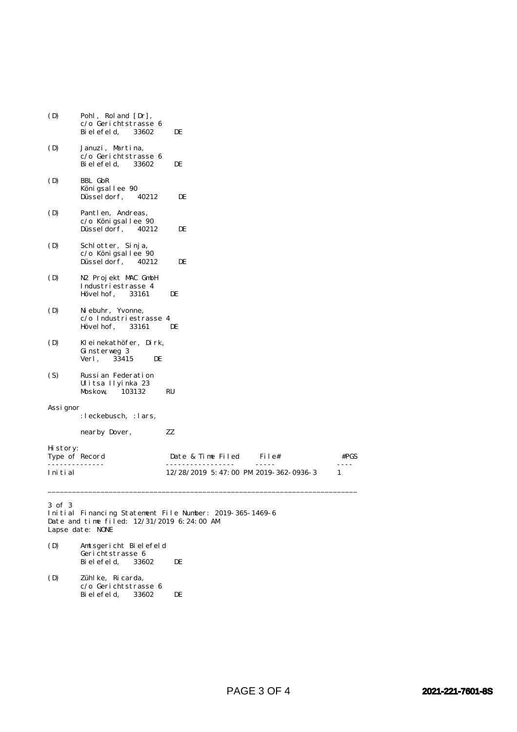(D) Pohl, Roland [Dr],
c/o Gerichtstrasse 6
Bielefeld, 33602 DE

(D) Januzi, Martina,
c/o Gerichtstrasse 6
Bielefeld, 33602 DE

(D) BBL GbR
Königsallee 90
Düsseldorf, 40212 DE

(D) Pantlen, Andreas,
c/o Königsallee 90
Düsseldorf, 40212 DE

(D) Schlotter, Sinja,
c/o Königsallee 90
Düsseldorf, 40212 DE

(D) N2 Projekt MAC GmbH
Industriestrasse 4
Hövelhof, 33161 DE

(D) Niebuhr, Yvonne,
c/o Industriestrasse 4
Hövelhof, 33161 DE

(D) Kleinekathöfer, Dirk,
Ginsterweg 3
Verl, 33415 DE

(S) Russian Federation
Ulitsa Ilyinka 23
Moskow, 103132 RU

Assignor
:leckebusch, :lars,

nearby Dover, ZZ

History:

| Type of Record | Date & Time Filed | File# | #PGS |
|---|---|---|---|
| Initial | 12/28/2019 5:47:00 PM | 2019-362-0936-3 | 1 |

---

3 of 3
Initial Financing Statement File Number: 2019-365-1469-6
Date and time filed: 12/31/2019 6:24:00 AM
Lapse date: NONE

(D) Amtsgericht Bielefeld
Gerichtstrasse 6
Bielefeld, 33602 DE

(D) Zühlke, Ricarda,
c/o Gerichtstrasse 6
Bielefeld, 33602 DE

2021-221-7601-8S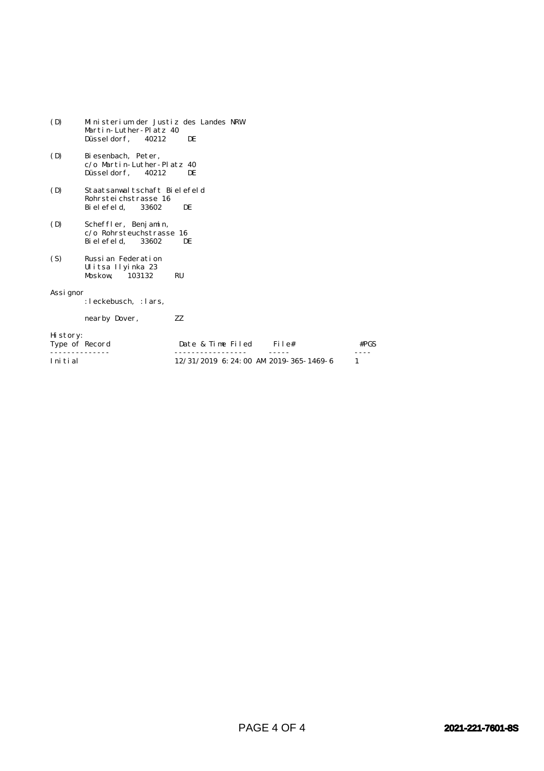(D) Ministerium der Justiz des Landes NRW
Martin-Luther-Platz 40
Düsseldorf, 40212 DE

(D) Biesenbach, Peter,
c/o Martin-Luther-Platz 40
Düsseldorf, 40212 DE

(D) Staatsanwaltschaft Bielefeld
Rohrsteichstrasse 16
Bielefeld, 33602 DE

(D) Scheffler, Benjamin,
c/o Rohrsteuchstrasse 16
Bielefeld, 33602 DE

(S) Russian Federation
Ulitsa Ilyinka 23
Moskow, 103132 RU

Assignor
:leckebusch, :lars,

nearby Dover, ZZ

History:

| Type of Record | Date & Time Filed | File# | #PGS |
|---|---|---|---|
| Initial | 12/31/2019 6:24:00 AM | 2019-365-1469-6 | 1 |

2021-221-7601-8S